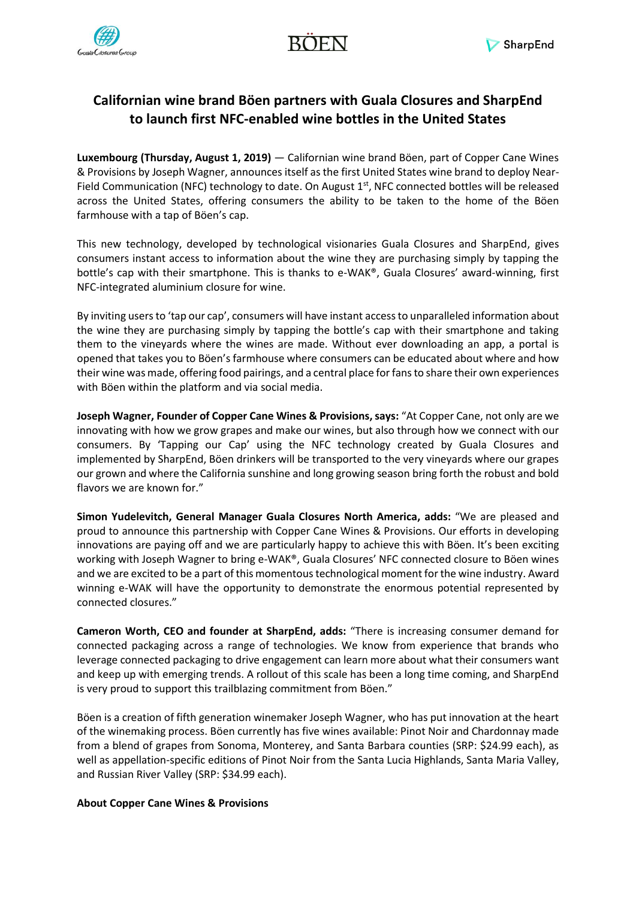# Californian wine brand Böen partners with Guala Closures and SharpEnd to launch first NFC-enabled wine bottles in the United States

**Luxembourg (Thursday, August 1, 2019)** — Californian wine brand Böen, part of Copper Cane Wines & Provisions by Joseph Wagner, announces itself as the first United States wine brand to deploy Near-Field Communication (NFC) technology to date. On August 1st, NFC connected bottles will be released across the United States, offering consumers the ability to be taken to the home of the Böen farmhouse with a tap of Böen's cap.

This new technology, developed by technological visionaries Guala Closures and SharpEnd, gives consumers instant access to information about the wine they are purchasing simply by tapping the bottle's cap with their smartphone. This is thanks to e-WAK®, Guala Closures' award-winning, first NFC-integrated aluminium closure for wine.

By inviting users to 'tap our cap', consumers will have instant access to unparalleled information about the wine they are purchasing simply by tapping the bottle's cap with their smartphone and taking them to the vineyards where the wines are made. Without ever downloading an app, a portal is opened that takes you to Böen's farmhouse where consumers can be educated about where and how their wine was made, offering food pairings, and a central place for fans to share their own experiences with Böen within the platform and via social media.

**Joseph Wagner, Founder of Copper Cane Wines & Provisions, says:** "At Copper Cane, not only are we innovating with how we grow grapes and make our wines, but also through how we connect with our consumers. By 'Tapping our Cap' using the NFC technology created by Guala Closures and implemented by SharpEnd, Böen drinkers will be transported to the very vineyards where our grapes our grown and where the California sunshine and long growing season bring forth the robust and bold flavors we are known for."

**Simon Yudelevitch, General Manager Guala Closures North America, adds:** "We are pleased and proud to announce this partnership with Copper Cane Wines & Provisions. Our efforts in developing innovations are paying off and we are particularly happy to achieve this with Böen. It's been exciting working with Joseph Wagner to bring e-WAK®, Guala Closures' NFC connected closure to Böen wines and we are excited to be a part of this momentous technological moment for the wine industry. Award winning e-WAK will have the opportunity to demonstrate the enormous potential represented by connected closures."

**Cameron Worth, CEO and founder at SharpEnd, adds:** "There is increasing consumer demand for connected packaging across a range of technologies. We know from experience that brands who leverage connected packaging to drive engagement can learn more about what their consumers want and keep up with emerging trends. A rollout of this scale has been a long time coming, and SharpEnd is very proud to support this trailblazing commitment from Böen."

Böen is a creation of fifth generation winemaker Joseph Wagner, who has put innovation at the heart of the winemaking process. Böen currently has five wines available: Pinot Noir and Chardonnay made from a blend of grapes from Sonoma, Monterey, and Santa Barbara counties (SRP: $24.99 each), as well as appellation-specific editions of Pinot Noir from the Santa Lucia Highlands, Santa Maria Valley, and Russian River Valley (SRP: $34.99 each).

**About Copper Cane Wines & Provisions**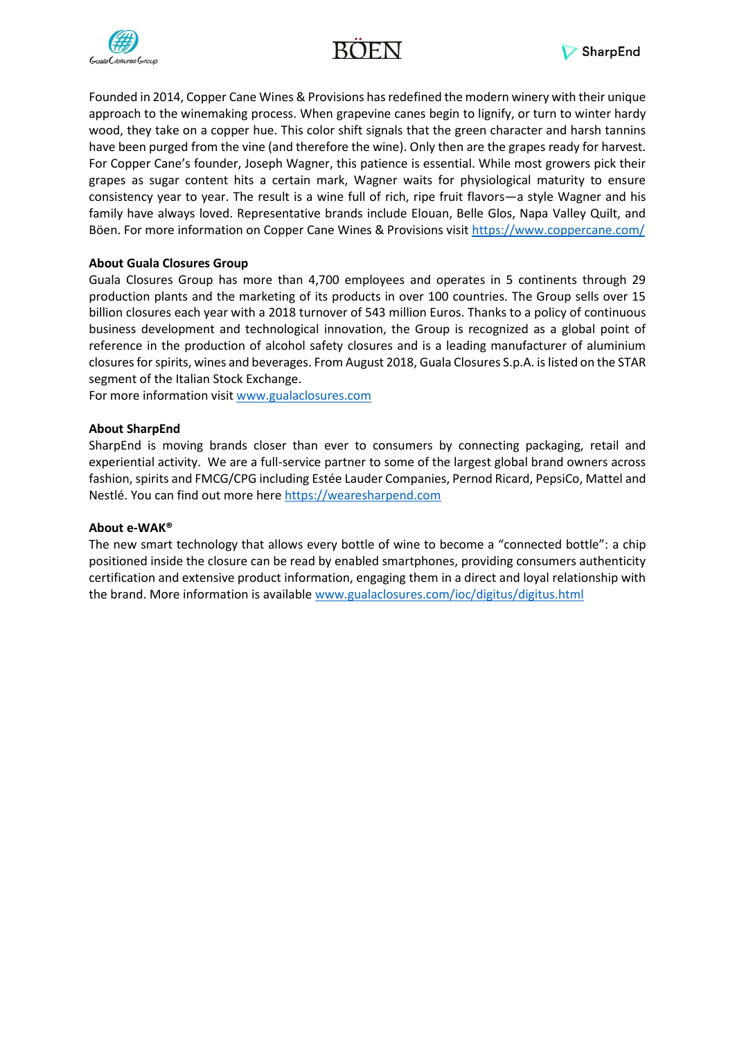Founded in 2014, Copper Cane Wines & Provisions has redefined the modern winery with their unique approach to the winemaking process. When grapevine canes begin to lignify, or turn to winter hardy wood, they take on a copper hue. This color shift signals that the green character and harsh tannins have been purged from the vine (and therefore the wine). Only then are the grapes ready for harvest. For Copper Cane's founder, Joseph Wagner, this patience is essential. While most growers pick their grapes as sugar content hits a certain mark, Wagner waits for physiological maturity to ensure consistency year to year. The result is a wine full of rich, ripe fruit flavors—a style Wagner and his family have always loved. Representative brands include Elouan, Belle Glos, Napa Valley Quilt, and Böen. For more information on Copper Cane Wines & Provisions visit https://www.coppercane.com/

**About Guala Closures Group**

Guala Closures Group has more than 4,700 employees and operates in 5 continents through 29 production plants and the marketing of its products in over 100 countries. The Group sells over 15 billion closures each year with a 2018 turnover of 543 million Euros. Thanks to a policy of continuous business development and technological innovation, the Group is recognized as a global point of reference in the production of alcohol safety closures and is a leading manufacturer of aluminium closures for spirits, wines and beverages. From August 2018, Guala Closures S.p.A. is listed on the STAR segment of the Italian Stock Exchange.
For more information visit www.gualaclosures.com

**About SharpEnd**

SharpEnd is moving brands closer than ever to consumers by connecting packaging, retail and experiential activity. We are a full-service partner to some of the largest global brand owners across fashion, spirits and FMCG/CPG including Estée Lauder Companies, Pernod Ricard, PepsiCo, Mattel and Nestlé. You can find out more here https://wearesharpend.com

**About e-WAK®**

The new smart technology that allows every bottle of wine to become a "connected bottle": a chip positioned inside the closure can be read by enabled smartphones, providing consumers authenticity certification and extensive product information, engaging them in a direct and loyal relationship with the brand. More information is available www.gualaclosures.com/ioc/digitus/digitus.html